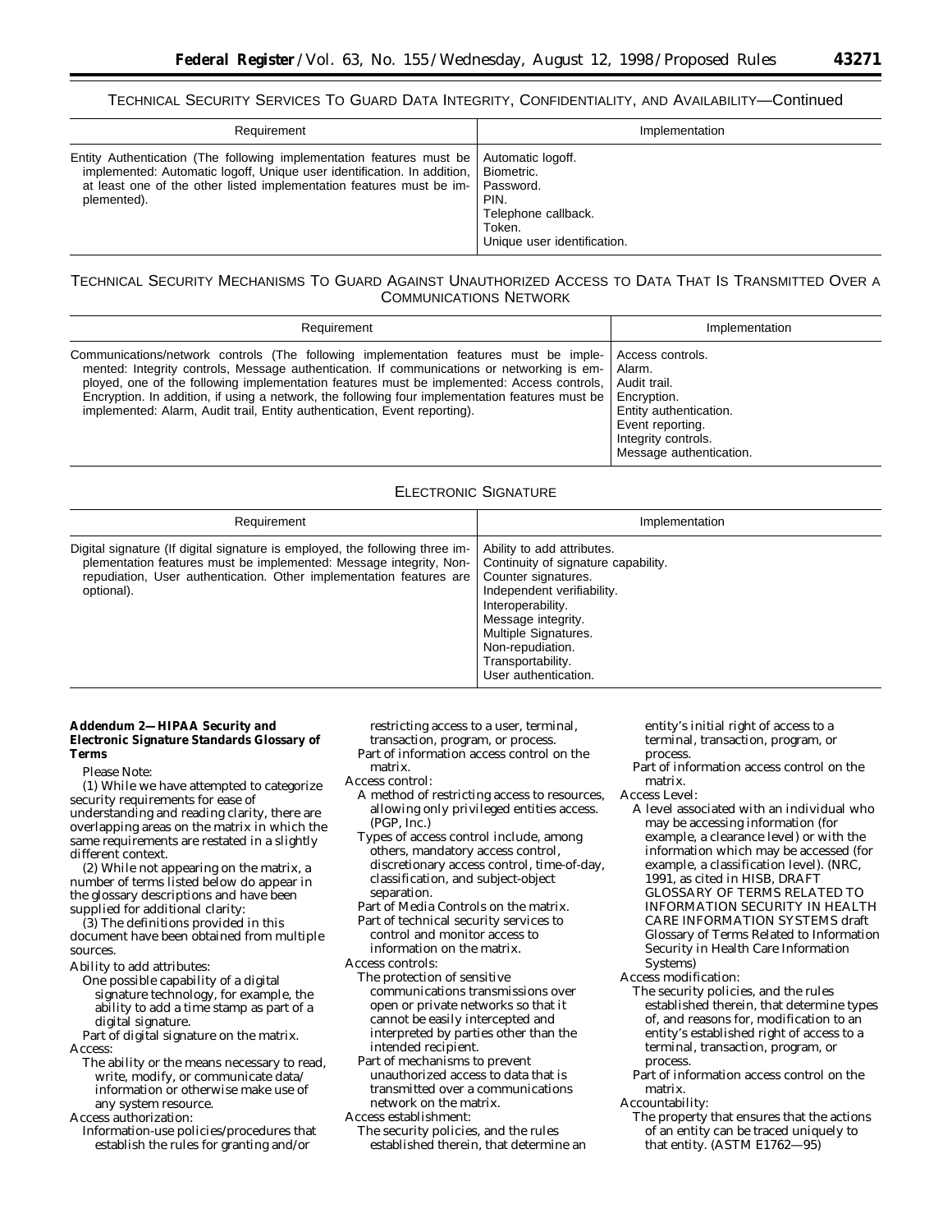## TECHNICAL SECURITY SERVICES TO GUARD DATA INTEGRITY, CONFIDENTIALITY, AND AVAILABILITY—Continued

| Requirement | Implementation |
| --- | --- |
| Entity Authentication (The following implementation features must be implemented: Automatic logoff, Unique user identification. In addition, at least one of the other listed implementation features must be implemented). | Automatic logoff.<br>Biometric.<br>Password.<br>PIN.<br>Telephone callback.<br>Token.<br>Unique user identification. |

## TECHNICAL SECURITY MECHANISMS TO GUARD AGAINST UNAUTHORIZED ACCESS TO DATA THAT IS TRANSMITTED OVER A COMMUNICATIONS NETWORK

| Requirement | Implementation |
| --- | --- |
| Communications/network controls (The following implementation features must be implemented: Integrity controls, Message authentication. If communications or networking is employed, one of the following implementation features must be implemented: Access controls, Encryption. In addition, if using a network, the following four implementation features must be implemented: Alarm, Audit trail, Entity authentication, Event reporting). | Access controls.<br>Alarm.<br>Audit trail.<br>Encryption.<br>Entity authentication.<br>Event reporting.<br>Integrity controls.<br>Message authentication. |

## ELECTRONIC SIGNATURE

| Requirement | Implementation |
| --- | --- |
| Digital signature (If digital signature is employed, the following three implementation features must be implemented: Message integrity, Non-repudiation, User authentication. Other implementation features are optional). | Ability to add attributes.<br>Continuity of signature capability.<br>Counter signatures.<br>Independent verifiability.<br>Interoperability.<br>Message integrity.<br>Multiple Signatures.<br>Non-repudiation.<br>Transportability.<br>User authentication. |

### Addendum 2—HIPAA Security and Electronic Signature Standards Glossary of Terms

Please Note:

(1) While we have attempted to categorize security requirements for ease of understanding and reading clarity, there are overlapping areas on the matrix in which the same requirements are restated in a slightly different context.

(2) While not appearing on the matrix, a number of terms listed below do appear in the glossary descriptions and have been supplied for additional clarity:

(3) The definitions provided in this document have been obtained from multiple sources.

Ability to add attributes:

One possible capability of a digital signature technology, for example, the ability to add a time stamp as part of a digital signature.

Part of digital signature on the matrix.

Access:

The ability or the means necessary to read, write, modify, or communicate data/information or otherwise make use of any system resource.

Access authorization:

Information-use policies/procedures that establish the rules for granting and/or restricting access to a user, terminal, transaction, program, or process.

Part of information access control on the matrix.

Access control:

A method of restricting access to resources, allowing only privileged entities access. (PGP, Inc.)

Types of access control include, among others, mandatory access control, discretionary access control, time-of-day, classification, and subject-object separation.

Part of Media Controls on the matrix.

Part of technical security services to control and monitor access to information on the matrix.

Access controls:

The protection of sensitive communications transmissions over open or private networks so that it cannot be easily intercepted and interpreted by parties other than the intended recipient.

Part of mechanisms to prevent unauthorized access to data that is transmitted over a communications network on the matrix.

Access establishment:

The security policies, and the rules established therein, that determine an entity's initial right of access to a terminal, transaction, program, or process.

Part of information access control on the matrix.

Access Level:

A level associated with an individual who may be accessing information (for example, a clearance level) or with the information which may be accessed (for example, a classification level). (NRC, 1991, as cited in HISB, DRAFT GLOSSARY OF TERMS RELATED TO INFORMATION SECURITY IN HEALTH CARE INFORMATION SYSTEMS draft Glossary of Terms Related to Information Security in Health Care Information Systems)

Access modification:

The security policies, and the rules established therein, that determine types of, and reasons for, modification to an entity's established right of access to a terminal, transaction, program, or process.

Part of information access control on the matrix.

Accountability:

The property that ensures that the actions of an entity can be traced uniquely to that entity. (ASTM E1762—95)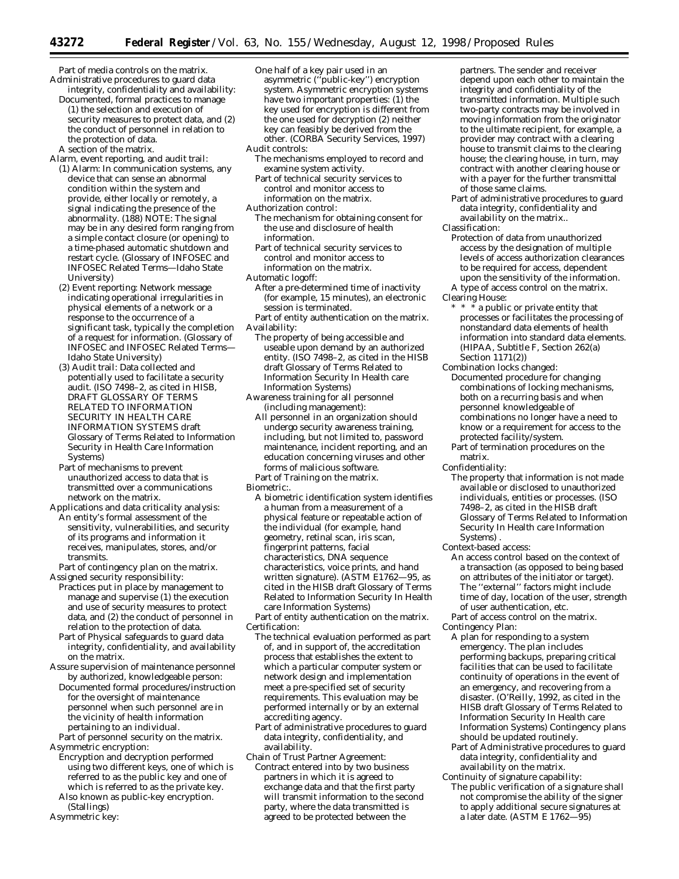Part of media controls on the matrix.

Administrative procedures to guard data integrity, confidentiality and availability:
Documented, formal practices to manage (1) the selection and execution of security measures to protect data, and (2) the conduct of personnel in relation to the protection of data.
A section of the matrix.

Alarm, event reporting, and audit trail:
(1) Alarm: In communication systems, any device that can sense an abnormal condition within the system and provide, either locally or remotely, a signal indicating the presence of the abnormality. (188) NOTE: The signal may be in any desired form ranging from a simple contact closure (or opening) to a time-phased automatic shutdown and restart cycle. (Glossary of INFOSEC and INFOSEC Related Terms—Idaho State University)
(2) Event reporting: Network message indicating operational irregularities in physical elements of a network or a response to the occurrence of a significant task, typically the completion of a request for information. (Glossary of INFOSEC and INFOSEC Related Terms—Idaho State University)
(3) Audit trail: Data collected and potentially used to facilitate a security audit. (ISO 7498–2, as cited in HISB, DRAFT GLOSSARY OF TERMS RELATED TO INFORMATION SECURITY IN HEALTH CARE INFORMATION SYSTEMS draft Glossary of Terms Related to Information Security in Health Care Information Systems)
Part of mechanisms to prevent unauthorized access to data that is transmitted over a communications network on the matrix.

Applications and data criticality analysis:
An entity's formal assessment of the sensitivity, vulnerabilities, and security of its programs and information it receives, manipulates, stores, and/or transmits.
Part of contingency plan on the matrix.

Assigned security responsibility:
Practices put in place by management to manage and supervise (1) the execution and use of security measures to protect data, and (2) the conduct of personnel in relation to the protection of data.
Part of Physical safeguards to guard data integrity, confidentiality, and availability on the matrix.

Assure supervision of maintenance personnel by authorized, knowledgeable person:
Documented formal procedures/instruction for the oversight of maintenance personnel when such personnel are in the vicinity of health information pertaining to an individual.
Part of personnel security on the matrix.

Asymmetric encryption:
Encryption and decryption performed using two different keys, one of which is referred to as the public key and one of which is referred to as the private key.
Also known as public-key encryption. (Stallings)

Asymmetric key:
One half of a key pair used in an asymmetric (''public-key'') encryption system. Asymmetric encryption systems have two important properties: (1) the key used for encryption is different from the one used for decryption (2) neither key can feasibly be derived from the other. (CORBA Security Services, 1997)

Audit controls:
The mechanisms employed to record and examine system activity.
Part of technical security services to control and monitor access to information on the matrix.

Authorization control:
The mechanism for obtaining consent for the use and disclosure of health information.
Part of technical security services to control and monitor access to information on the matrix.

Automatic logoff:
After a pre-determined time of inactivity (for example, 15 minutes), an electronic session is terminated.
Part of entity authentication on the matrix.

Availability:
The property of being accessible and useable upon demand by an authorized entity. (ISO 7498–2, as cited in the HISB draft Glossary of Terms Related to Information Security In Health care Information Systems)

Awareness training for all personnel (including management):
All personnel in an organization should undergo security awareness training, including, but not limited to, password maintenance, incident reporting, and an education concerning viruses and other forms of malicious software.
Part of Training on the matrix.

Biometric:.
A biometric identification system identifies a human from a measurement of a physical feature or repeatable action of the individual (for example, hand geometry, retinal scan, iris scan, fingerprint patterns, facial characteristics, DNA sequence characteristics, voice prints, and hand written signature). (ASTM E1762—95, as cited in the HISB draft Glossary of Terms Related to Information Security In Health care Information Systems)
Part of entity authentication on the matrix.

Certification:
The technical evaluation performed as part of, and in support of, the accreditation process that establishes the extent to which a particular computer system or network design and implementation meet a pre-specified set of security requirements. This evaluation may be performed internally or by an external accrediting agency.
Part of administrative procedures to guard data integrity, confidentiality, and availability.

Chain of Trust Partner Agreement:
Contract entered into by two business partners in which it is agreed to exchange data and that the first party will transmit information to the second party, where the data transmitted is agreed to be protected between the partners. The sender and receiver depend upon each other to maintain the integrity and confidentiality of the transmitted information. Multiple such two-party contracts may be involved in moving information from the originator to the ultimate recipient, for example, a provider may contract with a clearing house to transmit claims to the clearing house; the clearing house, in turn, may contract with another clearing house or with a payer for the further transmittal of those same claims.
Part of administrative procedures to guard data integrity, confidentiality and availability on the matrix..

Classification:
Protection of data from unauthorized access by the designation of multiple levels of access authorization clearances to be required for access, dependent upon the sensitivity of the information.
A type of access control on the matrix.

Clearing House:
* * * a public or private entity that processes or facilitates the processing of nonstandard data elements of health information into standard data elements. (HIPAA, Subtitle F, Section 262(a) Section 1171(2))

Combination locks changed:
Documented procedure for changing combinations of locking mechanisms, both on a recurring basis and when personnel knowledgeable of combinations no longer have a need to know or a requirement for access to the protected facility/system.
Part of termination procedures on the matrix.

Confidentiality:
The property that information is not made available or disclosed to unauthorized individuals, entities or processes. (ISO 7498–2, as cited in the HISB draft Glossary of Terms Related to Information Security In Health care Information Systems) .

Context-based access:
An access control based on the context of a transaction (as opposed to being based on attributes of the initiator or target). The ''external'' factors might include time of day, location of the user, strength of user authentication, etc.
Part of access control on the matrix.

Contingency Plan:
A plan for responding to a system emergency. The plan includes performing backups, preparing critical facilities that can be used to facilitate continuity of operations in the event of an emergency, and recovering from a disaster. (O'Reilly, 1992, as cited in the HISB draft Glossary of Terms Related to Information Security In Health care Information Systems) Contingency plans should be updated routinely.
Part of Administrative procedures to guard data integrity, confidentiality and availability on the matrix.

Continuity of signature capability:
The public verification of a signature shall not compromise the ability of the signer to apply additional secure signatures at a later date. (ASTM E 1762—95)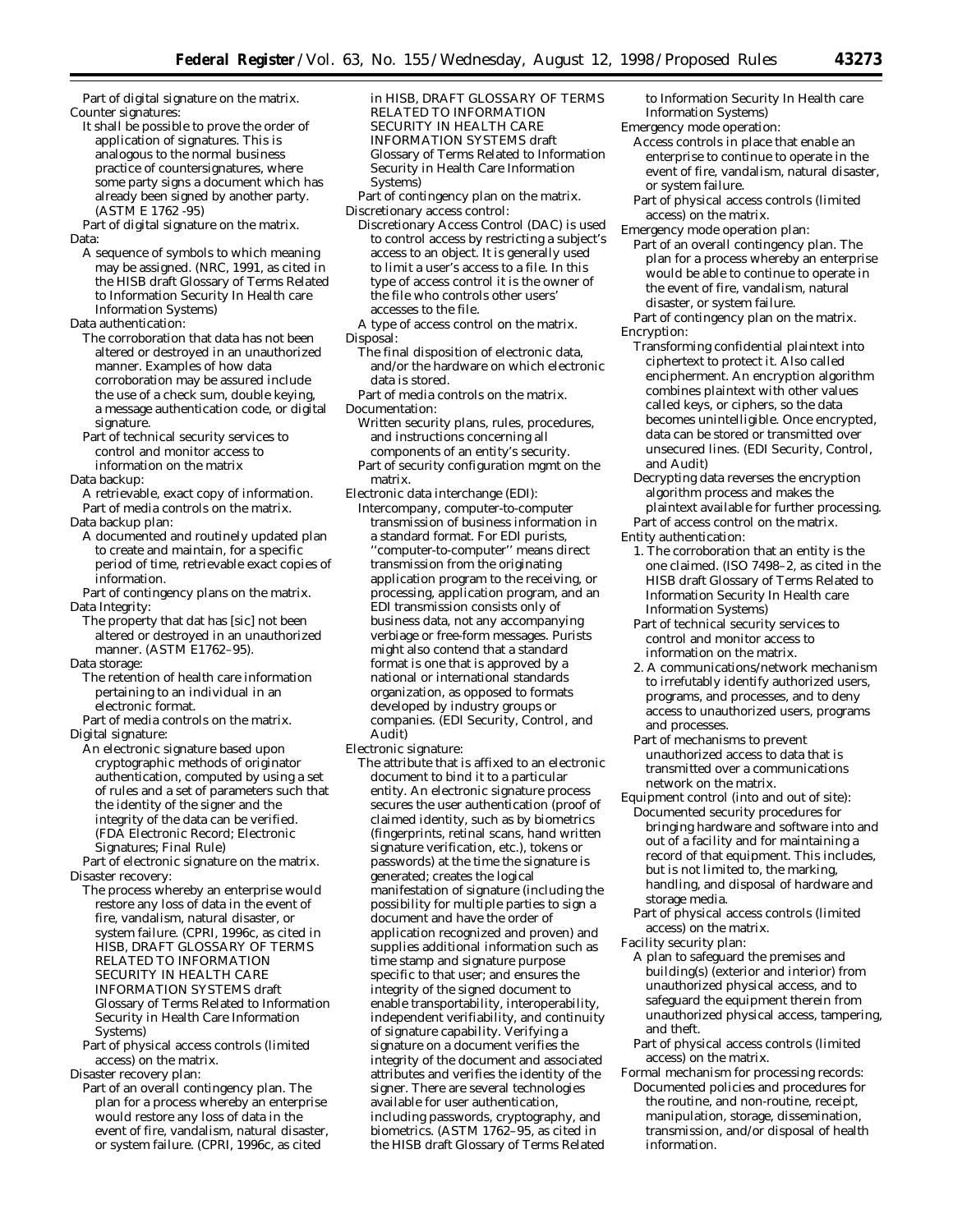Part of digital signature on the matrix.

Counter signatures:

It shall be possible to prove the order of application of signatures. This is analogous to the normal business practice of countersignatures, where some party signs a document which has already been signed by another party. (ASTM E 1762 -95)

Part of digital signature on the matrix.

Data:

A sequence of symbols to which meaning may be assigned. (NRC, 1991, as cited in the HISB draft Glossary of Terms Related to Information Security In Health care Information Systems)

Data authentication:

The corroboration that data has not been altered or destroyed in an unauthorized manner. Examples of how data corroboration may be assured include the use of a check sum, double keying, a message authentication code, or digital signature.

Part of technical security services to control and monitor access to information on the matrix

Data backup:

A retrievable, exact copy of information.

Part of media controls on the matrix.

Data backup plan:

A documented and routinely updated plan to create and maintain, for a specific period of time, retrievable exact copies of information.

Part of contingency plans on the matrix.

Data Integrity:

The property that dat has [sic] not been altered or destroyed in an unauthorized manner. (ASTM E1762–95).

Data storage:

The retention of health care information pertaining to an individual in an electronic format.

Part of media controls on the matrix.

Digital signature:

An electronic signature based upon cryptographic methods of originator authentication, computed by using a set of rules and a set of parameters such that the identity of the signer and the integrity of the data can be verified. (FDA Electronic Record; Electronic Signatures; Final Rule)

Part of electronic signature on the matrix.

Disaster recovery:

The process whereby an enterprise would restore any loss of data in the event of fire, vandalism, natural disaster, or system failure. (CPRI, 1996c, as cited in HISB, DRAFT GLOSSARY OF TERMS RELATED TO INFORMATION SECURITY IN HEALTH CARE INFORMATION SYSTEMS draft Glossary of Terms Related to Information Security in Health Care Information Systems)

Part of physical access controls (limited access) on the matrix.

Disaster recovery plan:

Part of an overall contingency plan. The plan for a process whereby an enterprise would restore any loss of data in the event of fire, vandalism, natural disaster, or system failure. (CPRI, 1996c, as cited in HISB, DRAFT GLOSSARY OF TERMS RELATED TO INFORMATION SECURITY IN HEALTH CARE INFORMATION SYSTEMS draft Glossary of Terms Related to Information Security in Health Care Information Systems)

Part of contingency plan on the matrix.

Discretionary access control:

Discretionary Access Control (DAC) is used to control access by restricting a subject's access to an object. It is generally used to limit a user's access to a file. In this type of access control it is the owner of the file who controls other users' accesses to the file.

A type of access control on the matrix.

Disposal:

The final disposition of electronic data, and/or the hardware on which electronic data is stored.

Part of media controls on the matrix.

Documentation:

Written security plans, rules, procedures, and instructions concerning all components of an entity's security.

Part of security configuration mgmt on the matrix.

Electronic data interchange (EDI):

Intercompany, computer-to-computer transmission of business information in a standard format. For EDI purists, ''computer-to-computer'' means direct transmission from the originating application program to the receiving, or processing, application program, and an EDI transmission consists only of business data, not any accompanying verbiage or free-form messages. Purists might also contend that a standard format is one that is approved by a national or international standards organization, as opposed to formats developed by industry groups or companies. (EDI Security, Control, and Audit)

Electronic signature:

The attribute that is affixed to an electronic document to bind it to a particular entity. An electronic signature process secures the user authentication (proof of claimed identity, such as by biometrics (fingerprints, retinal scans, hand written signature verification, etc.), tokens or passwords) at the time the signature is generated; creates the logical manifestation of signature (including the possibility for multiple parties to sign a document and have the order of application recognized and proven) and supplies additional information such as time stamp and signature purpose specific to that user; and ensures the integrity of the signed document to enable transportability, interoperability, independent verifiability, and continuity of signature capability. Verifying a signature on a document verifies the integrity of the document and associated attributes and verifies the identity of the signer. There are several technologies available for user authentication, including passwords, cryptography, and biometrics. (ASTM 1762–95, as cited in the HISB draft Glossary of Terms Related to Information Security In Health care Information Systems)

Emergency mode operation:

Access controls in place that enable an enterprise to continue to operate in the event of fire, vandalism, natural disaster, or system failure.

Part of physical access controls (limited access) on the matrix.

Emergency mode operation plan:

Part of an overall contingency plan. The plan for a process whereby an enterprise would be able to continue to operate in the event of fire, vandalism, natural disaster, or system failure.

Part of contingency plan on the matrix.

Encryption:

Transforming confidential plaintext into ciphertext to protect it. Also called encipherment. An encryption algorithm combines plaintext with other values called keys, or ciphers, so the data becomes unintelligible. Once encrypted, data can be stored or transmitted over unsecured lines. (EDI Security, Control, and Audit)

Decrypting data reverses the encryption algorithm process and makes the plaintext available for further processing.

Part of access control on the matrix.

Entity authentication:

1. The corroboration that an entity is the one claimed. (ISO 7498–2, as cited in the HISB draft Glossary of Terms Related to Information Security In Health care Information Systems)

Part of technical security services to control and monitor access to information on the matrix.

2. A communications/network mechanism to irrefutably identify authorized users, programs, and processes, and to deny access to unauthorized users, programs and processes.

Part of mechanisms to prevent unauthorized access to data that is transmitted over a communications network on the matrix.

Equipment control (into and out of site):

Documented security procedures for bringing hardware and software into and out of a facility and for maintaining a record of that equipment. This includes, but is not limited to, the marking, handling, and disposal of hardware and storage media.

Part of physical access controls (limited access) on the matrix.

Facility security plan:

A plan to safeguard the premises and building(s) (exterior and interior) from unauthorized physical access, and to safeguard the equipment therein from unauthorized physical access, tampering, and theft.

Part of physical access controls (limited access) on the matrix.

Formal mechanism for processing records:

Documented policies and procedures for the routine, and non-routine, receipt, manipulation, storage, dissemination, transmission, and/or disposal of health information.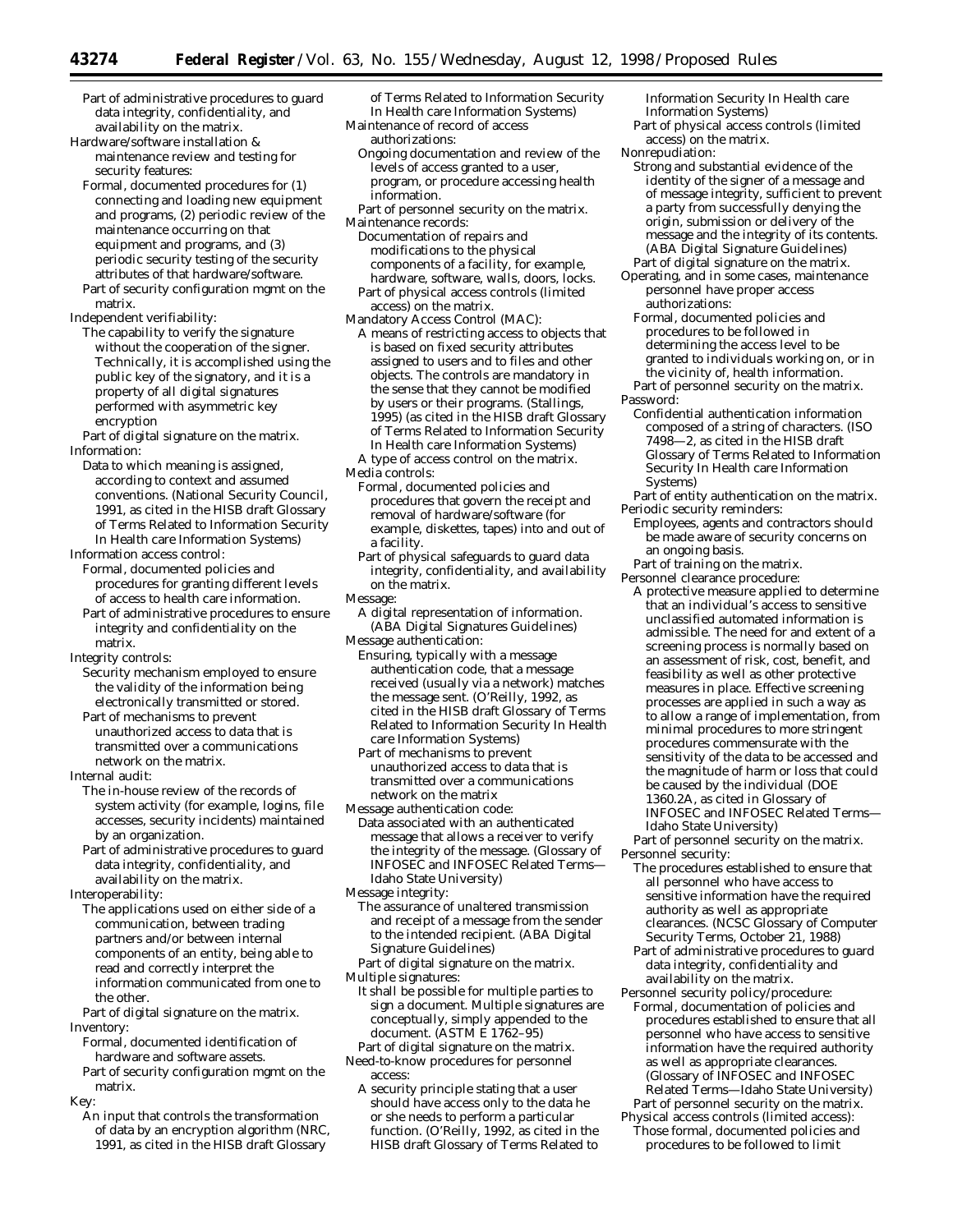Part of administrative procedures to guard data integrity, confidentiality, and availability on the matrix.

Hardware/software installation & maintenance review and testing for security features:

Formal, documented procedures for (1) connecting and loading new equipment and programs, (2) periodic review of the maintenance occurring on that equipment and programs, and (3) periodic security testing of the security attributes of that hardware/software.

Part of security configuration mgmt on the matrix.

Independent verifiability:

The capability to verify the signature without the cooperation of the signer. Technically, it is accomplished using the public key of the signatory, and it is a property of all digital signatures performed with asymmetric key encryption

Part of digital signature on the matrix.

Information:

Data to which meaning is assigned, according to context and assumed conventions. (National Security Council, 1991, as cited in the HISB draft Glossary of Terms Related to Information Security In Health care Information Systems)

Information access control:

Formal, documented policies and procedures for granting different levels of access to health care information.

Part of administrative procedures to ensure integrity and confidentiality on the matrix.

Integrity controls:

Security mechanism employed to ensure the validity of the information being electronically transmitted or stored.

Part of mechanisms to prevent unauthorized access to data that is transmitted over a communications network on the matrix.

Internal audit:

The in-house review of the records of system activity (for example, logins, file accesses, security incidents) maintained by an organization.

Part of administrative procedures to guard data integrity, confidentiality, and availability on the matrix.

Interoperability:

The applications used on either side of a communication, between trading partners and/or between internal components of an entity, being able to read and correctly interpret the information communicated from one to the other.

Part of digital signature on the matrix.

Inventory:

Formal, documented identification of hardware and software assets.

Part of security configuration mgmt on the matrix.

Key:

An input that controls the transformation of data by an encryption algorithm (NRC, 1991, as cited in the HISB draft Glossary of Terms Related to Information Security In Health care Information Systems)

Maintenance of record of access authorizations:

Ongoing documentation and review of the levels of access granted to a user, program, or procedure accessing health information.

Part of personnel security on the matrix.

Maintenance records:

Documentation of repairs and modifications to the physical components of a facility, for example, hardware, software, walls, doors, locks.

Part of physical access controls (limited access) on the matrix.

Mandatory Access Control (MAC):

A means of restricting access to objects that is based on fixed security attributes assigned to users and to files and other objects. The controls are mandatory in the sense that they cannot be modified by users or their programs. (Stallings, 1995) (as cited in the HISB draft Glossary of Terms Related to Information Security In Health care Information Systems)

A type of access control on the matrix.

Media controls:

Formal, documented policies and procedures that govern the receipt and removal of hardware/software (for example, diskettes, tapes) into and out of a facility.

Part of physical safeguards to guard data integrity, confidentiality, and availability on the matrix.

Message:

A digital representation of information. (ABA Digital Signatures Guidelines)

Message authentication:

Ensuring, typically with a message authentication code, that a message received (usually via a network) matches the message sent. (O'Reilly, 1992, as cited in the HISB draft Glossary of Terms Related to Information Security In Health care Information Systems)

Part of mechanisms to prevent unauthorized access to data that is transmitted over a communications network on the matrix

Message authentication code:

Data associated with an authenticated message that allows a receiver to verify the integrity of the message. (Glossary of INFOSEC and INFOSEC Related Terms—Idaho State University)

Message integrity:

The assurance of unaltered transmission and receipt of a message from the sender to the intended recipient. (ABA Digital Signature Guidelines)

Part of digital signature on the matrix.

Multiple signatures:

It shall be possible for multiple parties to sign a document. Multiple signatures are conceptually, simply appended to the document. (ASTM E 1762–95)

Part of digital signature on the matrix.

Need-to-know procedures for personnel access:

A security principle stating that a user should have access only to the data he or she needs to perform a particular function. (O'Reilly, 1992, as cited in the HISB draft Glossary of Terms Related to Information Security In Health care Information Systems)

Part of physical access controls (limited access) on the matrix.

Nonrepudiation:

Strong and substantial evidence of the identity of the signer of a message and of message integrity, sufficient to prevent a party from successfully denying the origin, submission or delivery of the message and the integrity of its contents. (ABA Digital Signature Guidelines)

Part of digital signature on the matrix.

Operating, and in some cases, maintenance personnel have proper access authorizations:

Formal, documented policies and procedures to be followed in determining the access level to be granted to individuals working on, or in the vicinity of, health information.

Part of personnel security on the matrix.

Password:

Confidential authentication information composed of a string of characters. (ISO 7498—2, as cited in the HISB draft Glossary of Terms Related to Information Security In Health care Information Systems)

Part of entity authentication on the matrix.

Periodic security reminders:

Employees, agents and contractors should be made aware of security concerns on an ongoing basis.

Part of training on the matrix.

Personnel clearance procedure:

A protective measure applied to determine that an individual's access to sensitive unclassified automated information is admissible. The need for and extent of a screening process is normally based on an assessment of risk, cost, benefit, and feasibility as well as other protective measures in place. Effective screening processes are applied in such a way as to allow a range of implementation, from minimal procedures to more stringent procedures commensurate with the sensitivity of the data to be accessed and the magnitude of harm or loss that could be caused by the individual (DOE 1360.2A, as cited in Glossary of INFOSEC and INFOSEC Related Terms—Idaho State University)

Part of personnel security on the matrix.

Personnel security:

The procedures established to ensure that all personnel who have access to sensitive information have the required authority as well as appropriate clearances. (NCSC Glossary of Computer Security Terms, October 21, 1988)

Part of administrative procedures to guard data integrity, confidentiality and availability on the matrix.

Personnel security policy/procedure:

Formal, documentation of policies and procedures established to ensure that all personnel who have access to sensitive information have the required authority as well as appropriate clearances. (Glossary of INFOSEC and INFOSEC Related Terms—Idaho State University)

Part of personnel security on the matrix.

Physical access controls (limited access):

Those formal, documented policies and procedures to be followed to limit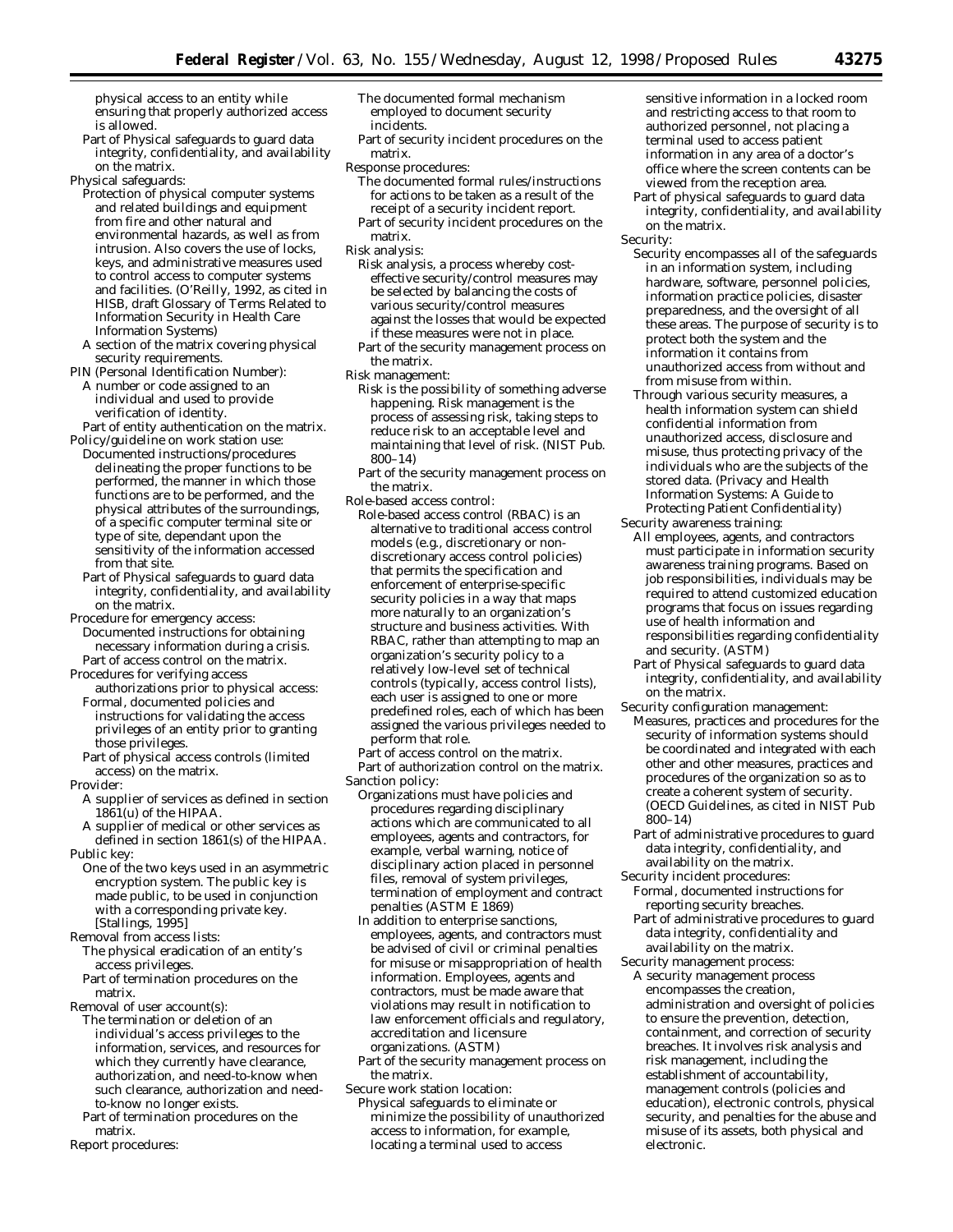physical access to an entity while ensuring that properly authorized access is allowed.

Part of Physical safeguards to guard data integrity, confidentiality, and availability on the matrix.

Physical safeguards:

Protection of physical computer systems and related buildings and equipment from fire and other natural and environmental hazards, as well as from intrusion. Also covers the use of locks, keys, and administrative measures used to control access to computer systems and facilities. (O'Reilly, 1992, as cited in HISB, draft Glossary of Terms Related to Information Security in Health Care Information Systems)

A section of the matrix covering physical security requirements.

PIN (Personal Identification Number):

A number or code assigned to an individual and used to provide verification of identity.

Part of entity authentication on the matrix.

Policy/guideline on work station use:

Documented instructions/procedures delineating the proper functions to be performed, the manner in which those functions are to be performed, and the physical attributes of the surroundings, of a specific computer terminal site or type of site, dependant upon the sensitivity of the information accessed from that site.

Part of Physical safeguards to guard data integrity, confidentiality, and availability on the matrix.

Procedure for emergency access:

Documented instructions for obtaining necessary information during a crisis.

Part of access control on the matrix.

Procedures for verifying access authorizations prior to physical access:

Formal, documented policies and instructions for validating the access privileges of an entity prior to granting those privileges.

Part of physical access controls (limited access) on the matrix.

Provider:

A supplier of services as defined in section 1861(u) of the HIPAA.

A supplier of medical or other services as defined in section 1861(s) of the HIPAA.

Public key:

One of the two keys used in an asymmetric encryption system. The public key is made public, to be used in conjunction with a corresponding private key. [Stallings, 1995]

Removal from access lists:

The physical eradication of an entity's access privileges.

Part of termination procedures on the matrix.

Removal of user account(s):

The termination or deletion of an individual's access privileges to the information, services, and resources for which they currently have clearance, authorization, and need-to-know when such clearance, authorization and need-to-know no longer exists.

Part of termination procedures on the matrix.

Report procedures:

The documented formal mechanism employed to document security incidents.

Part of security incident procedures on the matrix.

Response procedures:

The documented formal rules/instructions for actions to be taken as a result of the receipt of a security incident report.

Part of security incident procedures on the matrix.

Risk analysis:

Risk analysis, a process whereby cost-effective security/control measures may be selected by balancing the costs of various security/control measures against the losses that would be expected if these measures were not in place.

Part of the security management process on the matrix.

Risk management:

Risk is the possibility of something adverse happening. Risk management is the process of assessing risk, taking steps to reduce risk to an acceptable level and maintaining that level of risk. (NIST Pub. 800–14)

Part of the security management process on the matrix.

Role-based access control:

Role-based access control (RBAC) is an alternative to traditional access control models (e.g., discretionary or non-discretionary access control policies) that permits the specification and enforcement of enterprise-specific security policies in a way that maps more naturally to an organization's structure and business activities. With RBAC, rather than attempting to map an organization's security policy to a relatively low-level set of technical controls (typically, access control lists), each user is assigned to one or more predefined roles, each of which has been assigned the various privileges needed to perform that role.

Part of access control on the matrix.

Part of authorization control on the matrix.

Sanction policy:

Organizations must have policies and procedures regarding disciplinary actions which are communicated to all employees, agents and contractors, for example, verbal warning, notice of disciplinary action placed in personnel files, removal of system privileges, termination of employment and contract penalties (ASTM E 1869)

In addition to enterprise sanctions, employees, agents, and contractors must be advised of civil or criminal penalties for misuse or misappropriation of health information. Employees, agents and contractors, must be made aware that violations may result in notification to law enforcement officials and regulatory, accreditation and licensure organizations. (ASTM)

Part of the security management process on the matrix.

Secure work station location:

Physical safeguards to eliminate or minimize the possibility of unauthorized access to information, for example, locating a terminal used to access sensitive information in a locked room and restricting access to that room to authorized personnel, not placing a terminal used to access patient information in any area of a doctor's office where the screen contents can be viewed from the reception area.

Part of physical safeguards to guard data integrity, confidentiality, and availability on the matrix.

Security:

Security encompasses all of the safeguards in an information system, including hardware, software, personnel policies, information practice policies, disaster preparedness, and the oversight of all these areas. The purpose of security is to protect both the system and the information it contains from unauthorized access from without and from misuse from within.

Through various security measures, a health information system can shield confidential information from unauthorized access, disclosure and misuse, thus protecting privacy of the individuals who are the subjects of the stored data. (Privacy and Health Information Systems: A Guide to Protecting Patient Confidentiality)

Security awareness training:

All employees, agents, and contractors must participate in information security awareness training programs. Based on job responsibilities, individuals may be required to attend customized education programs that focus on issues regarding use of health information and responsibilities regarding confidentiality and security. (ASTM)

Part of Physical safeguards to guard data integrity, confidentiality, and availability on the matrix.

Security configuration management:

Measures, practices and procedures for the security of information systems should be coordinated and integrated with each other and other measures, practices and procedures of the organization so as to create a coherent system of security. (OECD Guidelines, as cited in NIST Pub 800–14)

Part of administrative procedures to guard data integrity, confidentiality, and availability on the matrix.

Security incident procedures:

Formal, documented instructions for reporting security breaches.

Part of administrative procedures to guard data integrity, confidentiality and availability on the matrix.

Security management process:

A security management process encompasses the creation, administration and oversight of policies to ensure the prevention, detection, containment, and correction of security breaches. It involves risk analysis and risk management, including the establishment of accountability, management controls (policies and education), electronic controls, physical security, and penalties for the abuse and misuse of its assets, both physical and electronic.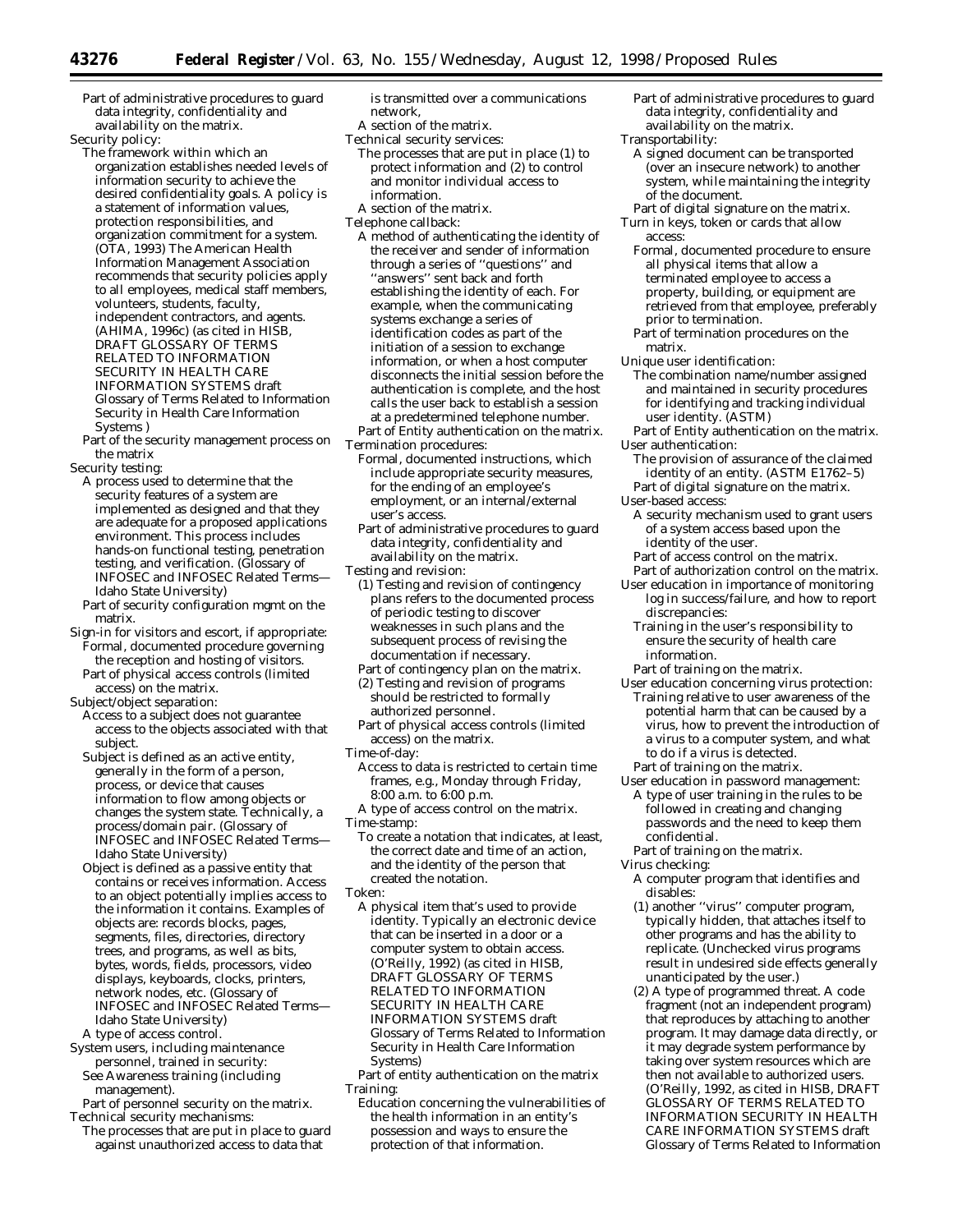Part of administrative procedures to guard data integrity, confidentiality and availability on the matrix.

Security policy:

The framework within which an organization establishes needed levels of information security to achieve the desired confidentiality goals. A policy is a statement of information values, protection responsibilities, and organization commitment for a system. (OTA, 1993) The American Health Information Management Association recommends that security policies apply to all employees, medical staff members, volunteers, students, faculty, independent contractors, and agents. (AHIMA, 1996c) (as cited in HISB, DRAFT GLOSSARY OF TERMS RELATED TO INFORMATION SECURITY IN HEALTH CARE INFORMATION SYSTEMS draft Glossary of Terms Related to Information Security in Health Care Information Systems )

Part of the security management process on the matrix

Security testing:

A process used to determine that the security features of a system are implemented as designed and that they are adequate for a proposed applications environment. This process includes hands-on functional testing, penetration testing, and verification. (Glossary of INFOSEC and INFOSEC Related Terms—Idaho State University)

Part of security configuration mgmt on the matrix.

Sign-in for visitors and escort, if appropriate:

Formal, documented procedure governing the reception and hosting of visitors.

Part of physical access controls (limited access) on the matrix.

Subject/object separation:

Access to a subject does not guarantee access to the objects associated with that subject.

Subject is defined as an active entity, generally in the form of a person, process, or device that causes information to flow among objects or changes the system state. Technically, a process/domain pair. (Glossary of INFOSEC and INFOSEC Related Terms—Idaho State University)

Object is defined as a passive entity that contains or receives information. Access to an object potentially implies access to the information it contains. Examples of objects are: records blocks, pages, segments, files, directories, directory trees, and programs, as well as bits, bytes, words, fields, processors, video displays, keyboards, clocks, printers, network nodes, etc. (Glossary of INFOSEC and INFOSEC Related Terms—Idaho State University)

A type of access control.

System users, including maintenance personnel, trained in security:

See Awareness training (including management).

Part of personnel security on the matrix.

Technical security mechanisms:

The processes that are put in place to guard against unauthorized access to data that is transmitted over a communications network,

A section of the matrix.

Technical security services:

The processes that are put in place (1) to protect information and (2) to control and monitor individual access to information.

A section of the matrix.

Telephone callback:

A method of authenticating the identity of the receiver and sender of information through a series of "questions" and "answers" sent back and forth establishing the identity of each. For example, when the communicating systems exchange a series of identification codes as part of the initiation of a session to exchange information, or when a host computer disconnects the initial session before the authentication is complete, and the host calls the user back to establish a session at a predetermined telephone number.

Part of Entity authentication on the matrix.

Termination procedures:

Formal, documented instructions, which include appropriate security measures, for the ending of an employee's employment, or an internal/external user's access.

Part of administrative procedures to guard data integrity, confidentiality and availability on the matrix.

Testing and revision:

(1) Testing and revision of contingency plans refers to the documented process of periodic testing to discover weaknesses in such plans and the subsequent process of revising the documentation if necessary.

Part of contingency plan on the matrix.

(2) Testing and revision of programs should be restricted to formally authorized personnel.

Part of physical access controls (limited access) on the matrix.

Time-of-day:

Access to data is restricted to certain time frames, e.g., Monday through Friday, 8:00 a.m. to 6:00 p.m.

A type of access control on the matrix.

Time-stamp:

To create a notation that indicates, at least, the correct date and time of an action, and the identity of the person that created the notation.

Token:

A physical item that's used to provide identity. Typically an electronic device that can be inserted in a door or a computer system to obtain access. (O'Reilly, 1992) (as cited in HISB, DRAFT GLOSSARY OF TERMS RELATED TO INFORMATION SECURITY IN HEALTH CARE INFORMATION SYSTEMS draft Glossary of Terms Related to Information Security in Health Care Information Systems)

Part of entity authentication on the matrix

Training:

Education concerning the vulnerabilities of the health information in an entity's possession and ways to ensure the protection of that information.

Part of administrative procedures to guard data integrity, confidentiality and availability on the matrix.

Transportability:

A signed document can be transported (over an insecure network) to another system, while maintaining the integrity of the document.

Part of digital signature on the matrix.

Turn in keys, token or cards that allow access:

Formal, documented procedure to ensure all physical items that allow a terminated employee to access a property, building, or equipment are retrieved from that employee, preferably prior to termination.

Part of termination procedures on the matrix.

Unique user identification:

The combination name/number assigned and maintained in security procedures for identifying and tracking individual user identity. (ASTM)

Part of Entity authentication on the matrix.

User authentication:

The provision of assurance of the claimed identity of an entity. (ASTM E1762–5)

Part of digital signature on the matrix.

User-based access:

A security mechanism used to grant users of a system access based upon the identity of the user.

Part of access control on the matrix.

Part of authorization control on the matrix.

User education in importance of monitoring log in success/failure, and how to report discrepancies:

Training in the user's responsibility to ensure the security of health care information.

Part of training on the matrix.

User education concerning virus protection:

Training relative to user awareness of the potential harm that can be caused by a virus, how to prevent the introduction of a virus to a computer system, and what to do if a virus is detected.

Part of training on the matrix.

User education in password management:

A type of user training in the rules to be followed in creating and changing passwords and the need to keep them confidential.

Part of training on the matrix.

Virus checking:

A computer program that identifies and disables:

(1) another "virus" computer program, typically hidden, that attaches itself to other programs and has the ability to replicate. (Unchecked virus programs result in undesired side effects generally unanticipated by the user.)

(2) A type of programmed threat. A code fragment (not an independent program) that reproduces by attaching to another program. It may damage data directly, or it may degrade system performance by taking over system resources which are then not available to authorized users. (O'Reilly, 1992, as cited in HISB, DRAFT GLOSSARY OF TERMS RELATED TO INFORMATION SECURITY IN HEALTH CARE INFORMATION SYSTEMS draft Glossary of Terms Related to Information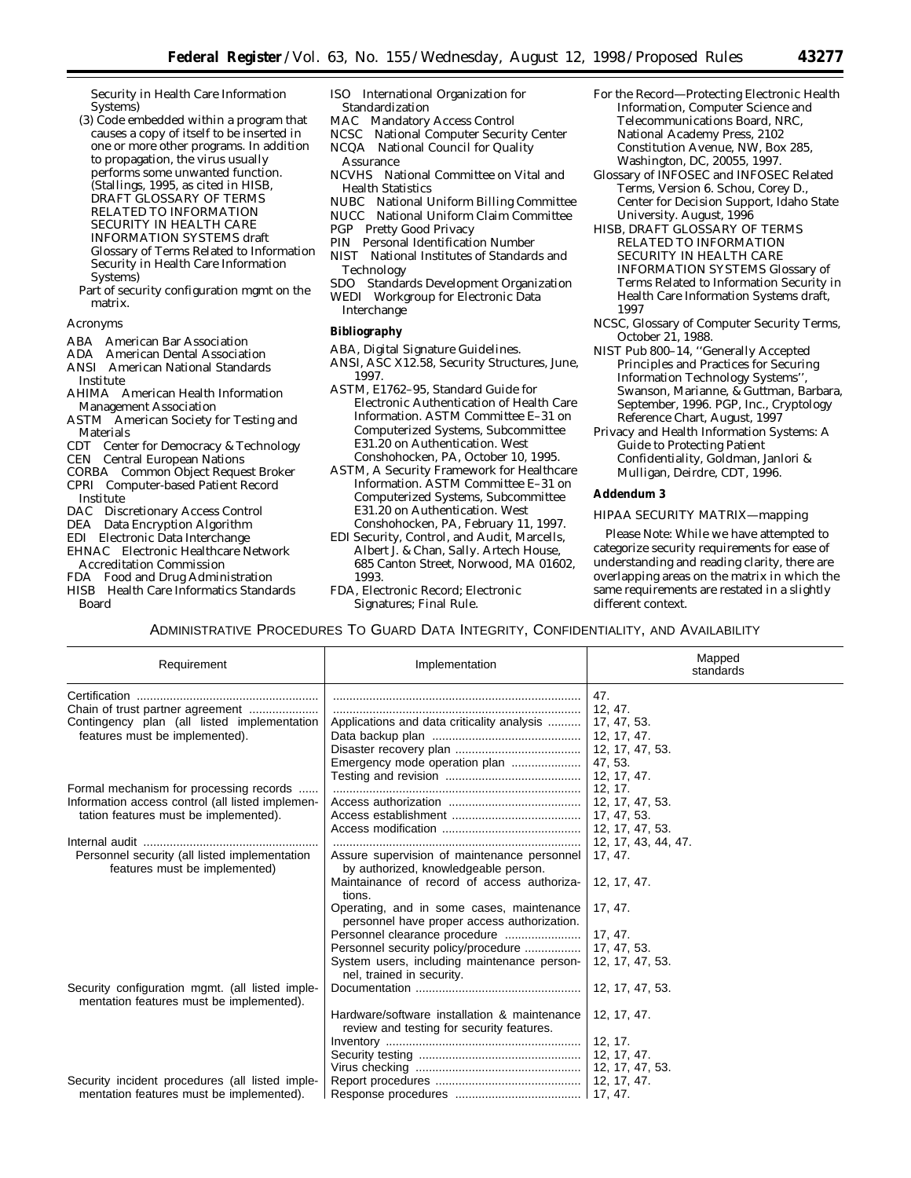Security in Health Care Information Systems)

(3) Code embedded within a program that causes a copy of itself to be inserted in one or more other programs. In addition to propagation, the virus usually performs some unwanted function. (Stallings, 1995, as cited in HISB, DRAFT GLOSSARY OF TERMS RELATED TO INFORMATION SECURITY IN HEALTH CARE INFORMATION SYSTEMS draft Glossary of Terms Related to Information Security in Health Care Information Systems)

Part of security configuration mgmt on the matrix.

### Acronyms

ABA American Bar Association
ADA American Dental Association
ANSI American National Standards Institute
AHIMA American Health Information Management Association
ASTM American Society for Testing and Materials
CDT Center for Democracy & Technology
CEN Central European Nations
CORBA Common Object Request Broker
CPRI Computer-based Patient Record Institute
DAC Discretionary Access Control
DEA Data Encryption Algorithm
EDI Electronic Data Interchange
EHNAC Electronic Healthcare Network Accreditation Commission
FDA Food and Drug Administration
HISB Health Care Informatics Standards Board
ISO International Organization for Standardization
MAC Mandatory Access Control
NCSC National Computer Security Center
NCQA National Council for Quality Assurance
NCVHS National Committee on Vital and Health Statistics
NUBC National Uniform Billing Committee
NUCC National Uniform Claim Committee
PGP Pretty Good Privacy
PIN Personal Identification Number
NIST National Institutes of Standards and Technology
SDO Standards Development Organization
WEDI Workgroup for Electronic Data Interchange

### Bibliography

ABA, Digital Signature Guidelines.

ANSI, ASC X12.58, Security Structures, June, 1997.

ASTM, E1762–95, Standard Guide for Electronic Authentication of Health Care Information. ASTM Committee E–31 on Computerized Systems, Subcommittee E31.20 on Authentication. West Conshohocken, PA, October 10, 1995.

ASTM, A Security Framework for Healthcare Information. ASTM Committee E–31 on Computerized Systems, Subcommittee E31.20 on Authentication. West Conshohocken, PA, February 11, 1997.

EDI Security, Control, and Audit, Marcells, Albert J. & Chan, Sally. Artech House, 685 Canton Street, Norwood, MA 01602, 1993.

FDA, Electronic Record; Electronic Signatures; Final Rule.

For the Record—Protecting Electronic Health Information, Computer Science and Telecommunications Board, NRC, National Academy Press, 2102 Constitution Avenue, NW, Box 285, Washington, DC, 20055, 1997.

Glossary of INFOSEC and INFOSEC Related Terms, Version 6. Schou, Corey D., Center for Decision Support, Idaho State University. August, 1996

HISB, DRAFT GLOSSARY OF TERMS RELATED TO INFORMATION SECURITY IN HEALTH CARE INFORMATION SYSTEMS Glossary of Terms Related to Information Security in Health Care Information Systems draft, 1997

NCSC, Glossary of Computer Security Terms, October 21, 1988.

NIST Pub 800–14, ''Generally Accepted Principles and Practices for Securing Information Technology Systems'', Swanson, Marianne, & Guttman, Barbara, September, 1996. PGP, Inc., Cryptology Reference Chart, August, 1997

Privacy and Health Information Systems: A Guide to Protecting Patient Confidentiality, Goldman, Janlori & Mulligan, Deirdre, CDT, 1996.

### Addendum 3

HIPAA SECURITY MATRIX—mapping

Please Note: While we have attempted to categorize security requirements for ease of understanding and reading clarity, there are overlapping areas on the matrix in which the same requirements are restated in a slightly different context.

ADMINISTRATIVE PROCEDURES TO GUARD DATA INTEGRITY, CONFIDENTIALITY, AND AVAILABILITY

| Requirement | Implementation | Mapped standards |
|---|---|---|
| Certification | | 47. |
| Chain of trust partner agreement | | 12, 47. |
| Contingency plan (all listed implementation features must be implemented). | Applications and data criticality analysis | 17, 47, 53. |
| | Data backup plan | 12, 17, 47. |
| | Disaster recovery plan | 12, 17, 47, 53. |
| | Emergency mode operation plan | 47, 53. |
| | Testing and revision | 12, 17, 47. |
| Formal mechanism for processing records | | 12, 17. |
| Information access control (all listed implementation features must be implemented). | Access authorization | 12, 17, 47, 53. |
| | Access establishment | 17, 47, 53. |
| | Access modification | 12, 17, 47, 53. |
| Internal audit | | 12, 17, 43, 44, 47. |
| Personnel security (all listed implementation features must be implemented) | Assure supervision of maintenance personnel by authorized, knowledgeable person. | 17, 47. |
| | Maintainance of record of access authorizations. | 12, 17, 47. |
| | Operating, and in some cases, maintenance personnel have proper access authorization. | 17, 47. |
| | Personnel clearance procedure | 17, 47. |
| | Personnel security policy/procedure | 17, 47, 53. |
| | System users, including maintenance personnel, trained in security. | 12, 17, 47, 53. |
| Security configuration mgmt. (all listed implementation features must be implemented). | Documentation | 12, 17, 47, 53. |
| | Hardware/software installation & maintenance review and testing for security features. | 12, 17, 47. |
| | Inventory | 12, 17. |
| | Security testing | 12, 17, 47. |
| | Virus checking | 12, 17, 47, 53. |
| Security incident procedures (all listed implementation features must be implemented). | Report procedures | 12, 17, 47. |
| | Response procedures | 17, 47. |